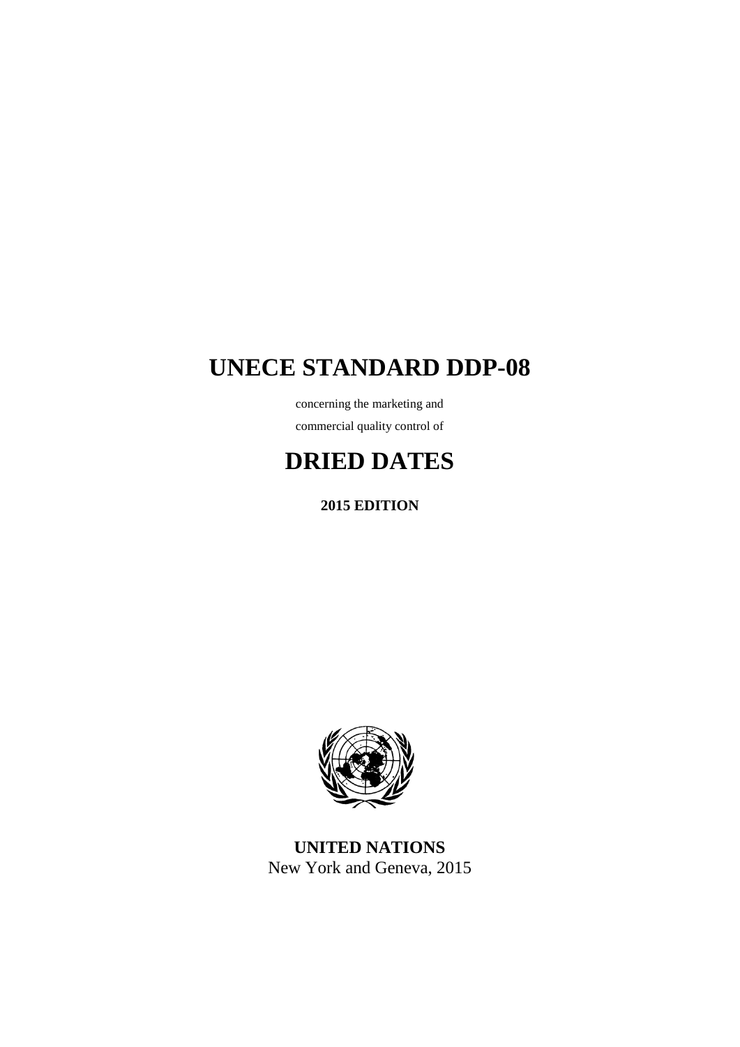# UNECE STANDARD DDP-08

concerning the marketing and

commercial quality control of

# DRIED DATES

**2015 EDITION**

**UNITED NATIONS**

New York and Geneva, 2015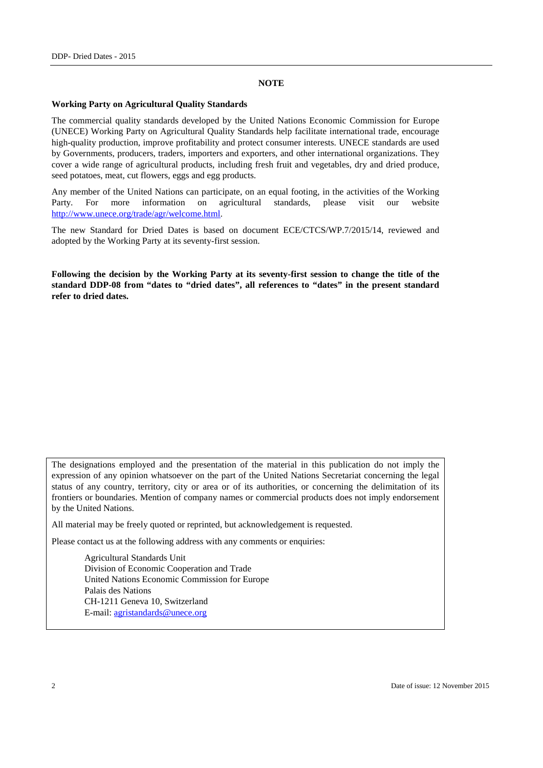## NOTE

### Working Party on Agricultural Quality Standards

The commercial quality standards developed by the United Nations Economic Commission for Europe (UNECE) Working Party on Agricultural Quality Standards help facilitate international trade, encourage high-quality production, improve profitability and protect consumer interests. UNECE standards are used by Governments, producers, traders, importers and exporters, and other international organizations. They cover a wide range of agricultural products, including fresh fruit and vegetables, dry and dried produce, seed potatoes, meat, cut flowers, eggs and egg products.

Any member of the United Nations can participate, on an equal footing, in the activities of the Working Party. For more information on agricultural standards, please visit our website http://www.unece.org/trade/agr/welcome.html.

The new Standard for Dried Dates is based on document ECE/CTCS/WP.7/2015/14, reviewed and adopted by the Working Party at its seventy-first session.

**Following the decision by the Working Party at its seventy-first session to change the title of the standard DDP-08 from "dates to "dried dates", all references to "dates" in the present standard refer to dried dates.**

The designations employed and the presentation of the material in this publication do not imply the expression of any opinion whatsoever on the part of the United Nations Secretariat concerning the legal status of any country, territory, city or area or of its authorities, or concerning the delimitation of its frontiers or boundaries. Mention of company names or commercial products does not imply endorsement by the United Nations.

All material may be freely quoted or reprinted, but acknowledgement is requested.

Please contact us at the following address with any comments or enquiries:

Agricultural Standards Unit
Division of Economic Cooperation and Trade
United Nations Economic Commission for Europe
Palais des Nations
CH-1211 Geneva 10, Switzerland
E-mail: agristandards@unece.org

Date of issue: 12 November 2015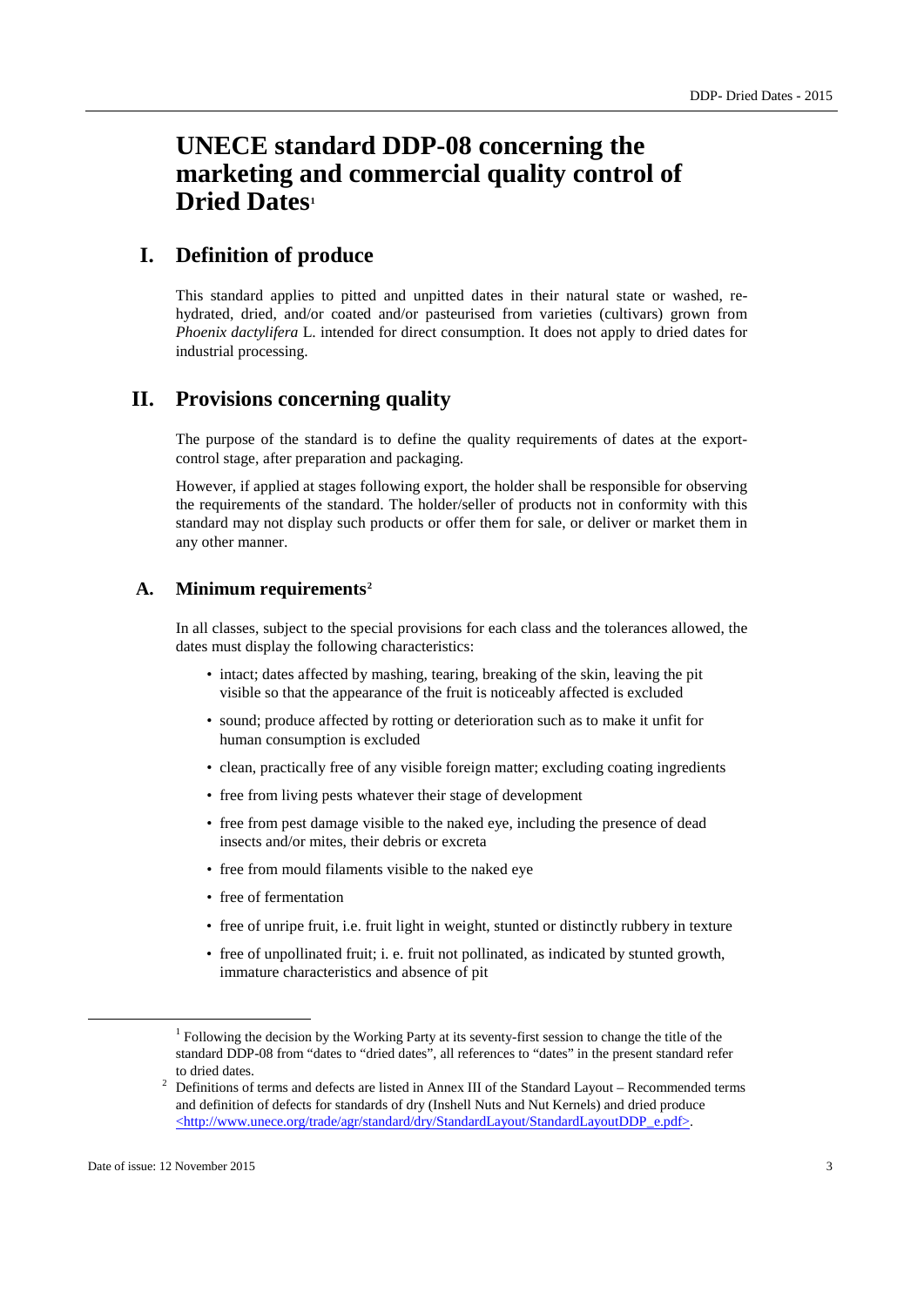# UNECE standard DDP-08 concerning the marketing and commercial quality control of Dried Dates[1]

## I. Definition of produce

This standard applies to pitted and unpitted dates in their natural state or washed, re-hydrated, dried, and/or coated and/or pasteurised from varieties (cultivars) grown from *Phoenix dactylifera* L. intended for direct consumption. It does not apply to dried dates for industrial processing.

## II. Provisions concerning quality

The purpose of the standard is to define the quality requirements of dates at the export-control stage, after preparation and packaging.

However, if applied at stages following export, the holder shall be responsible for observing the requirements of the standard. The holder/seller of products not in conformity with this standard may not display such products or offer them for sale, or deliver or market them in any other manner.

### A. Minimum requirements[2]

In all classes, subject to the special provisions for each class and the tolerances allowed, the dates must display the following characteristics:

- intact; dates affected by mashing, tearing, breaking of the skin, leaving the pit visible so that the appearance of the fruit is noticeably affected is excluded
- sound; produce affected by rotting or deterioration such as to make it unfit for human consumption is excluded
- clean, practically free of any visible foreign matter; excluding coating ingredients
- free from living pests whatever their stage of development
- free from pest damage visible to the naked eye, including the presence of dead insects and/or mites, their debris or excreta
- free from mould filaments visible to the naked eye
- free of fermentation
- free of unripe fruit, i.e. fruit light in weight, stunted or distinctly rubbery in texture
- free of unpollinated fruit; i. e. fruit not pollinated, as indicated by stunted growth, immature characteristics and absence of pit

---

[1] Following the decision by the Working Party at its seventy-first session to change the title of the standard DDP-08 from "dates to "dried dates", all references to "dates" in the present standard refer to dried dates.

[2] Definitions of terms and defects are listed in Annex III of the Standard Layout – Recommended terms and definition of defects for standards of dry (Inshell Nuts and Nut Kernels) and dried produce <http://www.unece.org/trade/agr/standard/dry/StandardLayout/StandardLayoutDDP_e.pdf>.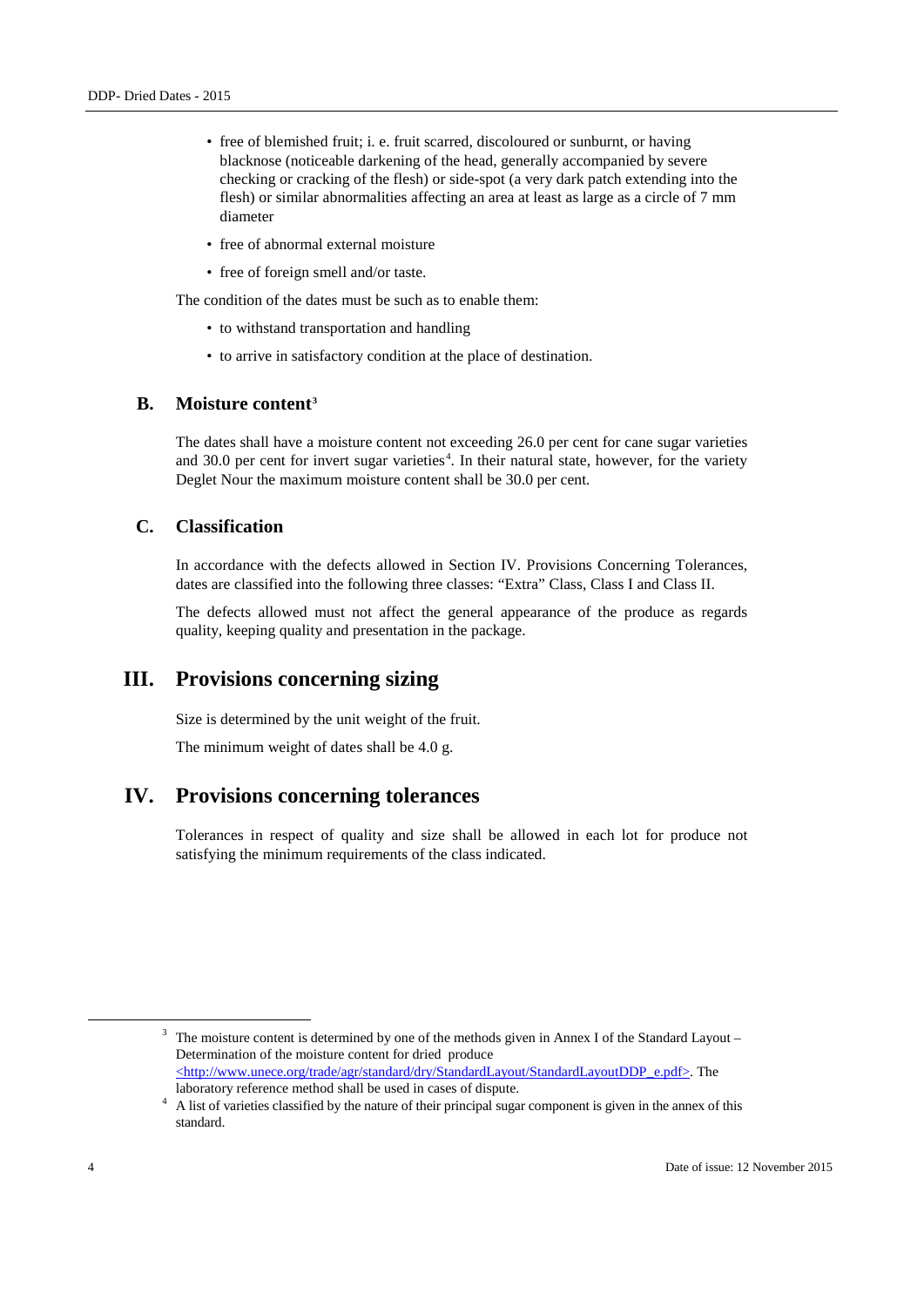- free of blemished fruit; i. e. fruit scarred, discoloured or sunburnt, or having blacknose (noticeable darkening of the head, generally accompanied by severe checking or cracking of the flesh) or side-spot (a very dark patch extending into the flesh) or similar abnormalities affecting an area at least as large as a circle of 7 mm diameter
- free of abnormal external moisture
- free of foreign smell and/or taste.

The condition of the dates must be such as to enable them:

- to withstand transportation and handling
- to arrive in satisfactory condition at the place of destination.

### B. Moisture content[3]

The dates shall have a moisture content not exceeding 26.0 per cent for cane sugar varieties and 30.0 per cent for invert sugar varieties[4]. In their natural state, however, for the variety Deglet Nour the maximum moisture content shall be 30.0 per cent.

### C. Classification

In accordance with the defects allowed in Section IV. Provisions Concerning Tolerances, dates are classified into the following three classes: “Extra” Class, Class I and Class II.

The defects allowed must not affect the general appearance of the produce as regards quality, keeping quality and presentation in the package.

## III. Provisions concerning sizing

Size is determined by the unit weight of the fruit.

The minimum weight of dates shall be 4.0 g.

## IV. Provisions concerning tolerances

Tolerances in respect of quality and size shall be allowed in each lot for produce not satisfying the minimum requirements of the class indicated.

---

[3] The moisture content is determined by one of the methods given in Annex I of the Standard Layout – Determination of the moisture content for dried produce <http://www.unece.org/trade/agr/standard/dry/StandardLayout/StandardLayoutDDP_e.pdf>. The laboratory reference method shall be used in cases of dispute.

[4] A list of varieties classified by the nature of their principal sugar component is given in the annex of this standard.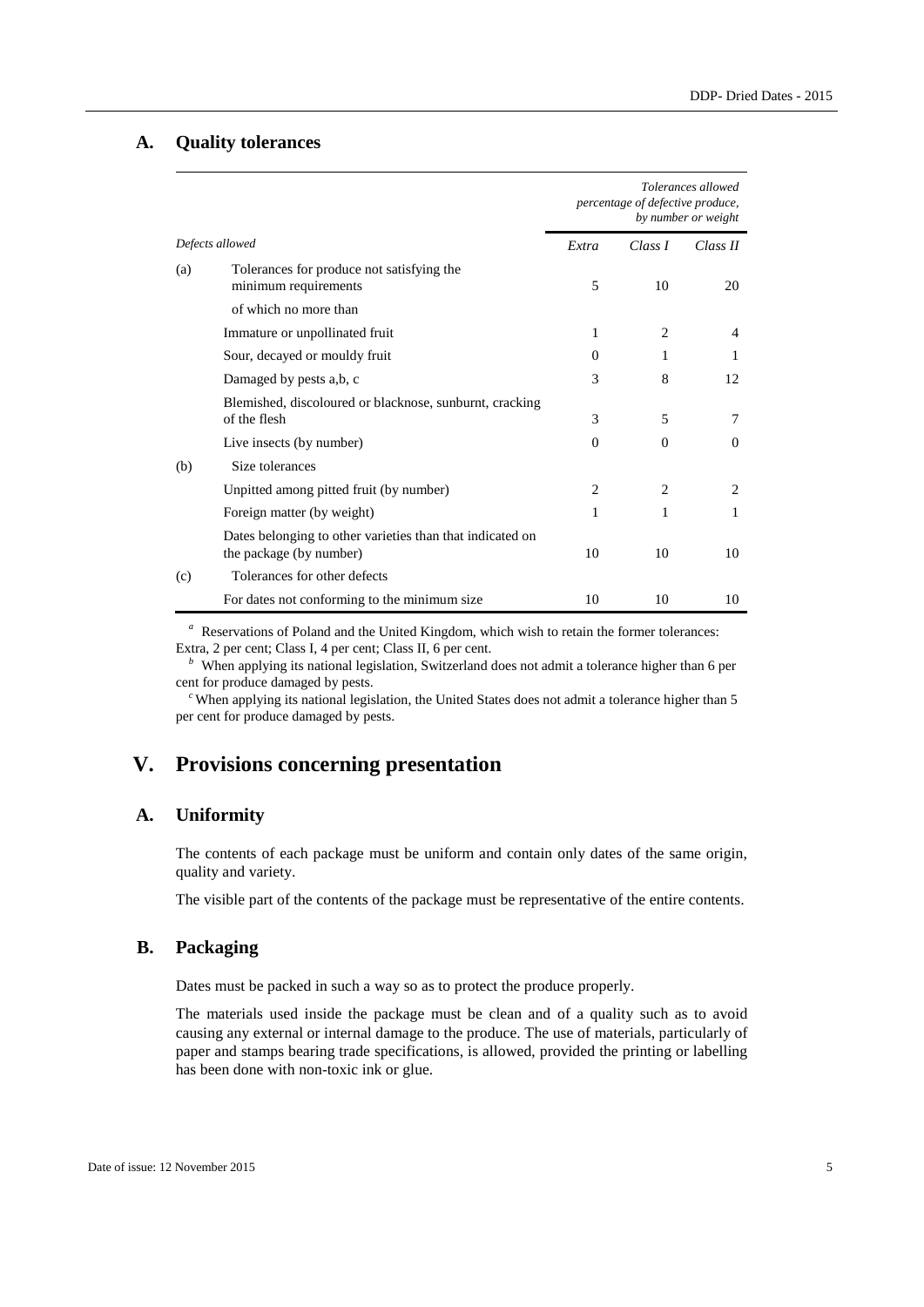### A. Quality tolerances

| Defects allowed | | Tolerances allowed percentage of defective produce, by number or weight | | |
|---|---|---|---|---|
| | | Extra | Class I | Class II |
| (a) | Tolerances for produce not satisfying the minimum requirements | 5 | 10 | 20 |
| | of which no more than | | | |
| | Immature or unpollinated fruit | 1 | 2 | 4 |
| | Sour, decayed or mouldy fruit | 0 | 1 | 1 |
| | Damaged by pests a,b, c | 3 | 8 | 12 |
| | Blemished, discoloured or blacknose, sunburnt, cracking of the flesh | 3 | 5 | 7 |
| | Live insects (by number) | 0 | 0 | 0 |
| (b) | Size tolerances | | | |
| | Unpitted among pitted fruit (by number) | 2 | 2 | 2 |
| | Foreign matter (by weight) | 1 | 1 | 1 |
| | Dates belonging to other varieties than that indicated on the package (by number) | 10 | 10 | 10 |
| (c) | Tolerances for other defects | | | |
| | For dates not conforming to the minimum size | 10 | 10 | 10 |

[a] Reservations of Poland and the United Kingdom, which wish to retain the former tolerances: Extra, 2 per cent; Class I, 4 per cent; Class II, 6 per cent.

[b] When applying its national legislation, Switzerland does not admit a tolerance higher than 6 per cent for produce damaged by pests.

[c] When applying its national legislation, the United States does not admit a tolerance higher than 5 per cent for produce damaged by pests.

## V. Provisions concerning presentation

### A. Uniformity

The contents of each package must be uniform and contain only dates of the same origin, quality and variety.

The visible part of the contents of the package must be representative of the entire contents.

### B. Packaging

Dates must be packed in such a way so as to protect the produce properly.

The materials used inside the package must be clean and of a quality such as to avoid causing any external or internal damage to the produce. The use of materials, particularly of paper and stamps bearing trade specifications, is allowed, provided the printing or labelling has been done with non-toxic ink or glue.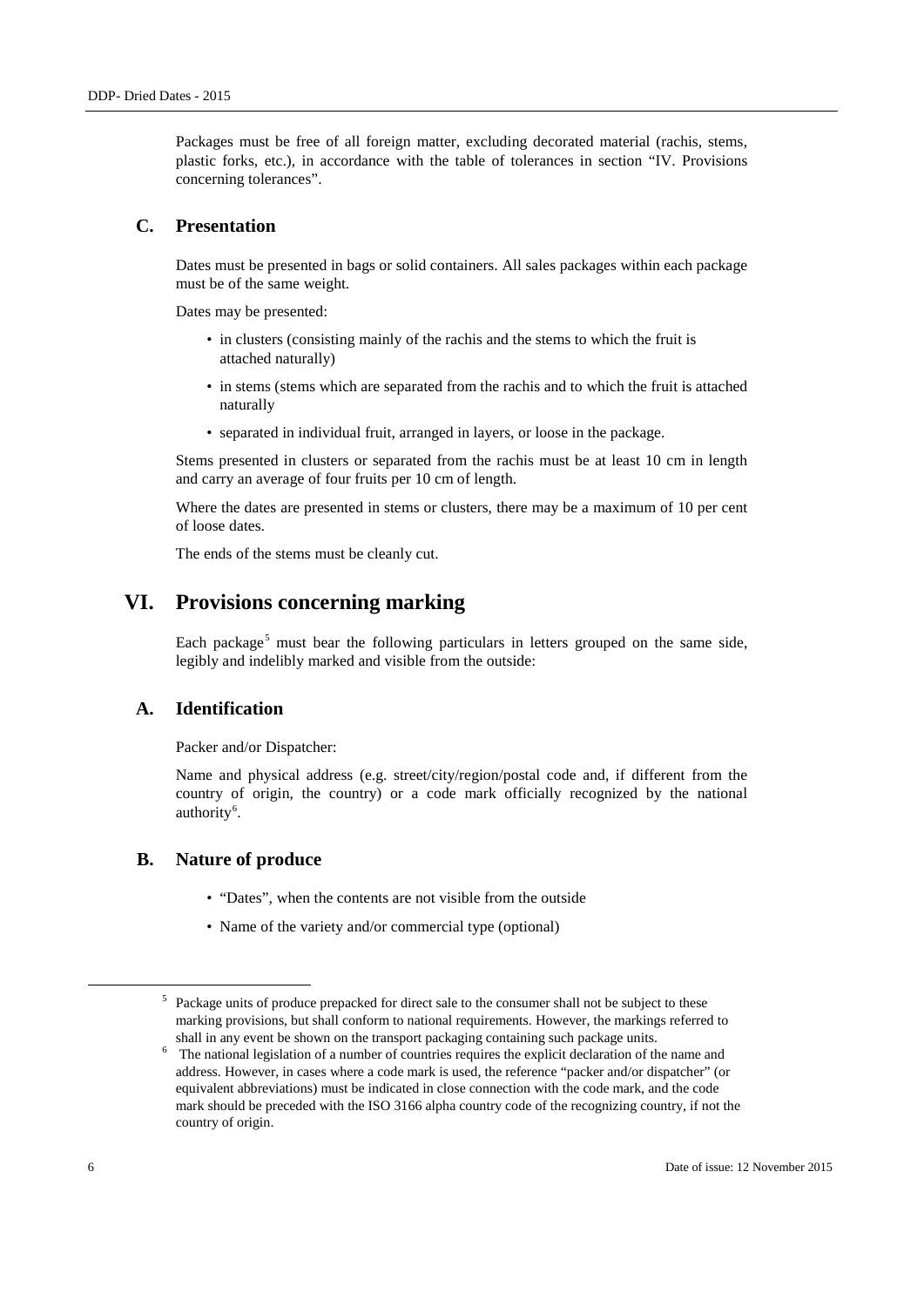Packages must be free of all foreign matter, excluding decorated material (rachis, stems, plastic forks, etc.), in accordance with the table of tolerances in section "IV. Provisions concerning tolerances".

### C. Presentation

Dates must be presented in bags or solid containers. All sales packages within each package must be of the same weight.

Dates may be presented:

- in clusters (consisting mainly of the rachis and the stems to which the fruit is attached naturally)
- in stems (stems which are separated from the rachis and to which the fruit is attached naturally
- separated in individual fruit, arranged in layers, or loose in the package.

Stems presented in clusters or separated from the rachis must be at least 10 cm in length and carry an average of four fruits per 10 cm of length.

Where the dates are presented in stems or clusters, there may be a maximum of 10 per cent of loose dates.

The ends of the stems must be cleanly cut.

## VI. Provisions concerning marking

Each package[5] must bear the following particulars in letters grouped on the same side, legibly and indelibly marked and visible from the outside:

### A. Identification

Packer and/or Dispatcher:

Name and physical address (e.g. street/city/region/postal code and, if different from the country of origin, the country) or a code mark officially recognized by the national authority[6].

### B. Nature of produce

- "Dates", when the contents are not visible from the outside
- Name of the variety and/or commercial type (optional)

---

[5] Package units of produce prepacked for direct sale to the consumer shall not be subject to these marking provisions, but shall conform to national requirements. However, the markings referred to shall in any event be shown on the transport packaging containing such package units.

[6] The national legislation of a number of countries requires the explicit declaration of the name and address. However, in cases where a code mark is used, the reference "packer and/or dispatcher" (or equivalent abbreviations) must be indicated in close connection with the code mark, and the code mark should be preceded with the ISO 3166 alpha country code of the recognizing country, if not the country of origin.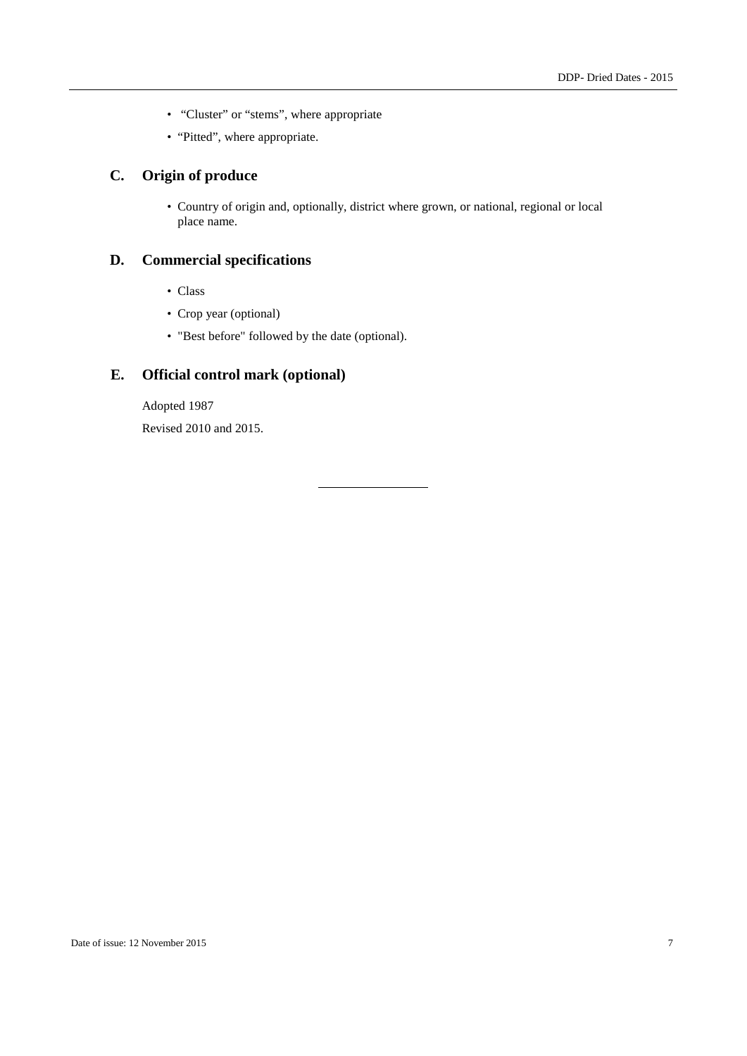- “Cluster” or “stems”, where appropriate
- “Pitted”, where appropriate.

## C. Origin of produce

- Country of origin and, optionally, district where grown, or national, regional or local place name.

## D. Commercial specifications

- Class
- Crop year (optional)
- "Best before" followed by the date (optional).

## E. Official control mark (optional)

Adopted 1987

Revised 2010 and 2015.

---